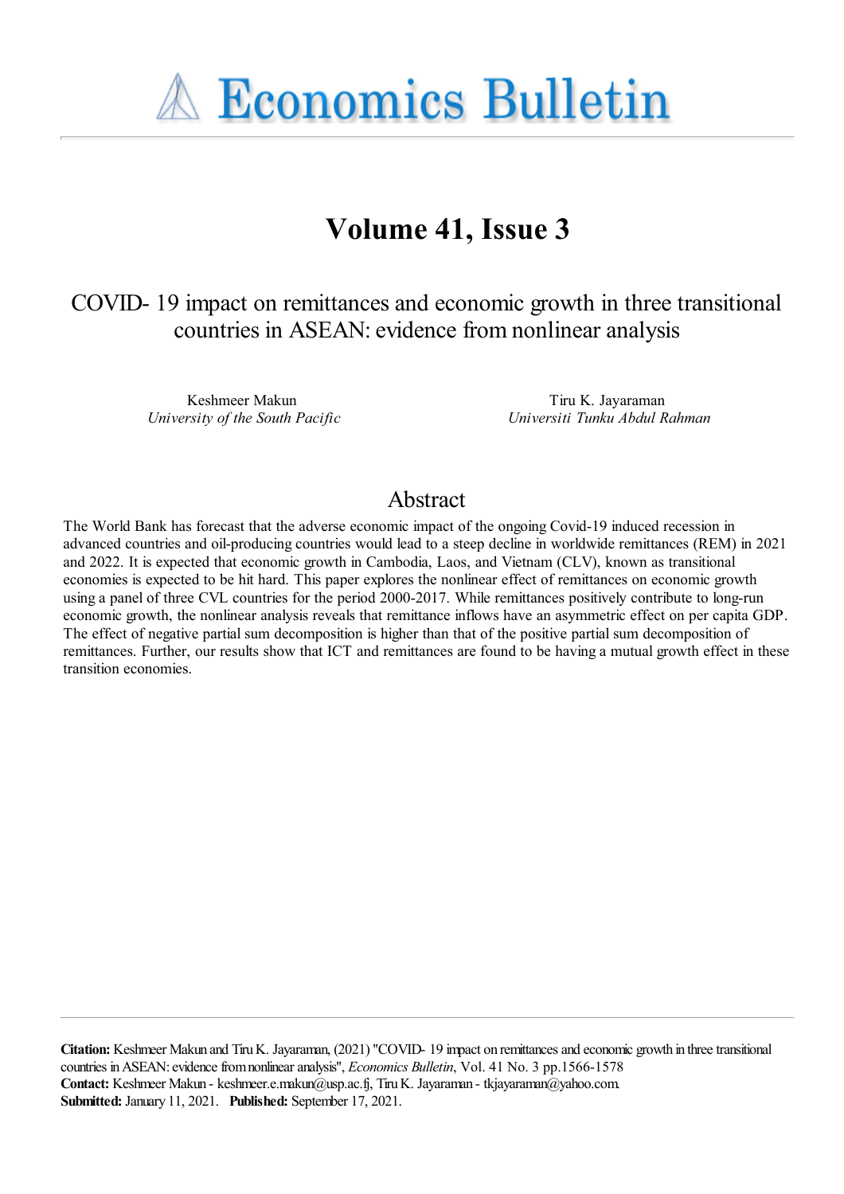# Economics Bulletin

## Volume 41, Issue 3

### COVID- 19 impact on remittances and economic growth in three transitional countries in ASEAN: evidence from nonlinear analysis

Keshmeer Makun
*University of the South Pacific*

Tiru K. Jayaraman
*Universiti Tunku Abdul Rahman*

## Abstract

The World Bank has forecast that the adverse economic impact of the ongoing Covid-19 induced recession in advanced countries and oil-producing countries would lead to a steep decline in worldwide remittances (REM) in 2021 and 2022. It is expected that economic growth in Cambodia, Laos, and Vietnam (CLV), known as transitional economies is expected to be hit hard. This paper explores the nonlinear effect of remittances on economic growth using a panel of three CVL countries for the period 2000-2017. While remittances positively contribute to long-run economic growth, the nonlinear analysis reveals that remittance inflows have an asymmetric effect on per capita GDP. The effect of negative partial sum decomposition is higher than that of the positive partial sum decomposition of remittances. Further, our results show that ICT and remittances are found to be having a mutual growth effect in these transition economies.

**Citation:** Keshmeer Makun and Tiru K. Jayaraman, (2021) "COVID- 19 impact on remittances and economic growth in three transitional countries in ASEAN: evidence from nonlinear analysis", *Economics Bulletin*, Vol. 41 No. 3 pp.1566-1578
**Contact:** Keshmeer Makun - keshmeer.e.makun@usp.ac.fj, Tiru K. Jayaraman - tkjayaraman@yahoo.com.
**Submitted:** January 11, 2021. **Published:** September 17, 2021.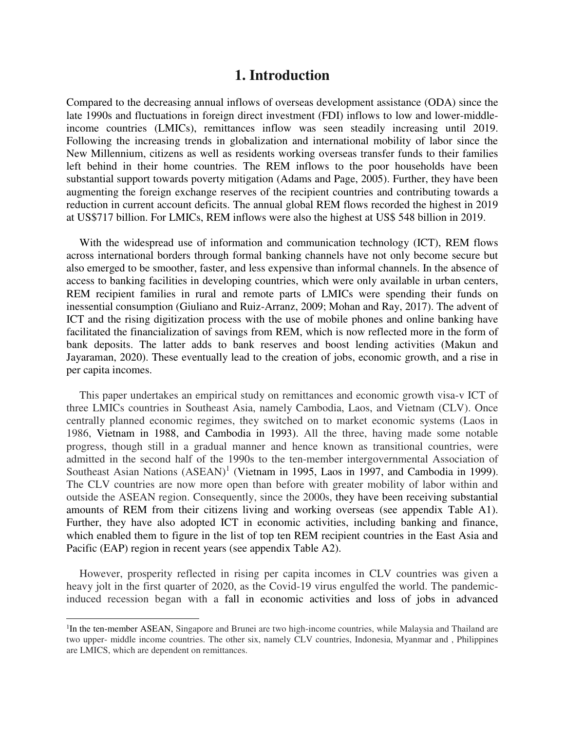# 1. Introduction

Compared to the decreasing annual inflows of overseas development assistance (ODA) since the late 1990s and fluctuations in foreign direct investment (FDI) inflows to low and lower-middle-income countries (LMICs), remittances inflow was seen steadily increasing until 2019. Following the increasing trends in globalization and international mobility of labor since the New Millennium, citizens as well as residents working overseas transfer funds to their families left behind in their home countries. The REM inflows to the poor households have been substantial support towards poverty mitigation (Adams and Page, 2005). Further, they have been augmenting the foreign exchange reserves of the recipient countries and contributing towards a reduction in current account deficits. The annual global REM flows recorded the highest in 2019 at US$717 billion. For LMICs, REM inflows were also the highest at US$ 548 billion in 2019.

With the widespread use of information and communication technology (ICT), REM flows across international borders through formal banking channels have not only become secure but also emerged to be smoother, faster, and less expensive than informal channels. In the absence of access to banking facilities in developing countries, which were only available in urban centers, REM recipient families in rural and remote parts of LMICs were spending their funds on inessential consumption (Giuliano and Ruiz-Arranz, 2009; Mohan and Ray, 2017). The advent of ICT and the rising digitization process with the use of mobile phones and online banking have facilitated the financialization of savings from REM, which is now reflected more in the form of bank deposits. The latter adds to bank reserves and boost lending activities (Makun and Jayaraman, 2020). These eventually lead to the creation of jobs, economic growth, and a rise in per capita incomes.

This paper undertakes an empirical study on remittances and economic growth visa-v ICT of three LMICs countries in Southeast Asia, namely Cambodia, Laos, and Vietnam (CLV). Once centrally planned economic regimes, they switched on to market economic systems (Laos in 1986, Vietnam in 1988, and Cambodia in 1993). All the three, having made some notable progress, though still in a gradual manner and hence known as transitional countries, were admitted in the second half of the 1990s to the ten-member intergovernmental Association of Southeast Asian Nations (ASEAN)[1] (Vietnam in 1995, Laos in 1997, and Cambodia in 1999). The CLV countries are now more open than before with greater mobility of labor within and outside the ASEAN region. Consequently, since the 2000s, they have been receiving substantial amounts of REM from their citizens living and working overseas (see appendix Table A1). Further, they have also adopted ICT in economic activities, including banking and finance, which enabled them to figure in the list of top ten REM recipient countries in the East Asia and Pacific (EAP) region in recent years (see appendix Table A2).

However, prosperity reflected in rising per capita incomes in CLV countries was given a heavy jolt in the first quarter of 2020, as the Covid-19 virus engulfed the world. The pandemic-induced recession began with a fall in economic activities and loss of jobs in advanced

---

[1]In the ten-member ASEAN, Singapore and Brunei are two high-income countries, while Malaysia and Thailand are two upper- middle income countries. The other six, namely CLV countries, Indonesia, Myanmar and , Philippines are LMICS, which are dependent on remittances.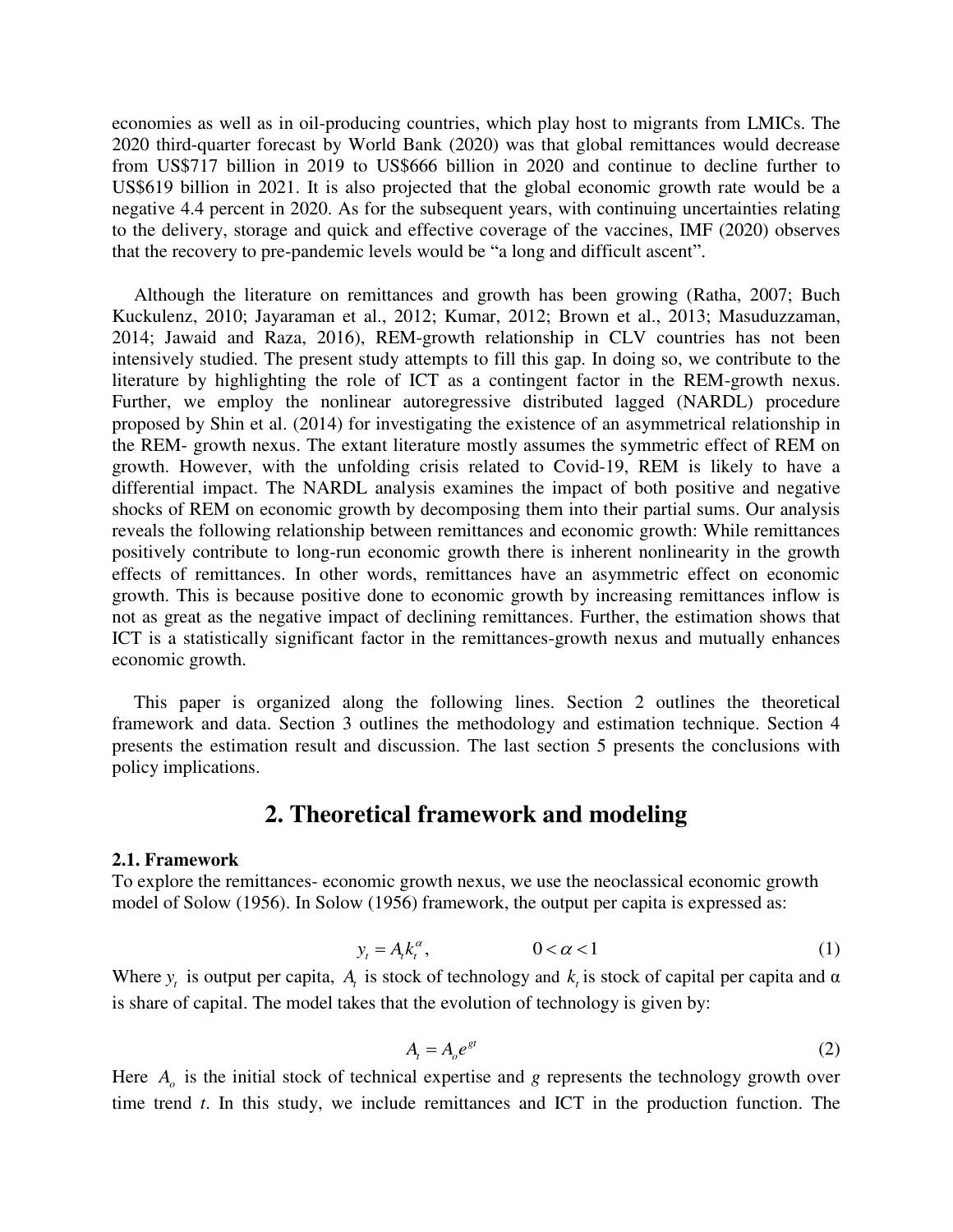economies as well as in oil-producing countries, which play host to migrants from LMICs. The 2020 third-quarter forecast by World Bank (2020) was that global remittances would decrease from US$717 billion in 2019 to US$666 billion in 2020 and continue to decline further to US$619 billion in 2021. It is also projected that the global economic growth rate would be a negative 4.4 percent in 2020. As for the subsequent years, with continuing uncertainties relating to the delivery, storage and quick and effective coverage of the vaccines, IMF (2020) observes that the recovery to pre-pandemic levels would be "a long and difficult ascent".

Although the literature on remittances and growth has been growing (Ratha, 2007; Buch Kuckulenz, 2010; Jayaraman et al., 2012; Kumar, 2012; Brown et al., 2013; Masuduzzaman, 2014; Jawaid and Raza, 2016), REM-growth relationship in CLV countries has not been intensively studied. The present study attempts to fill this gap. In doing so, we contribute to the literature by highlighting the role of ICT as a contingent factor in the REM-growth nexus. Further, we employ the nonlinear autoregressive distributed lagged (NARDL) procedure proposed by Shin et al. (2014) for investigating the existence of an asymmetrical relationship in the REM- growth nexus. The extant literature mostly assumes the symmetric effect of REM on growth. However, with the unfolding crisis related to Covid-19, REM is likely to have a differential impact. The NARDL analysis examines the impact of both positive and negative shocks of REM on economic growth by decomposing them into their partial sums. Our analysis reveals the following relationship between remittances and economic growth: While remittances positively contribute to long-run economic growth there is inherent nonlinearity in the growth effects of remittances. In other words, remittances have an asymmetric effect on economic growth. This is because positive done to economic growth by increasing remittances inflow is not as great as the negative impact of declining remittances. Further, the estimation shows that ICT is a statistically significant factor in the remittances-growth nexus and mutually enhances economic growth.

This paper is organized along the following lines. Section 2 outlines the theoretical framework and data. Section 3 outlines the methodology and estimation technique. Section 4 presents the estimation result and discussion. The last section 5 presents the conclusions with policy implications.

## 2. Theoretical framework and modeling

### 2.1. Framework

To explore the remittances- economic growth nexus, we use the neoclassical economic growth model of Solow (1956). In Solow (1956) framework, the output per capita is expressed as:

$$y_t = A_t k_t^{\alpha}, \qquad 0 < \alpha < 1 \tag{1}$$

Where $y_t$ is output per capita, $A_t$ is stock of technology and $k_t$ is stock of capital per capita and α is share of capital. The model takes that the evolution of technology is given by:

$$A_t = A_o e^{gt} \tag{2}$$

Here $A_o$ is the initial stock of technical expertise and $g$ represents the technology growth over time trend $t$. In this study, we include remittances and ICT in the production function. The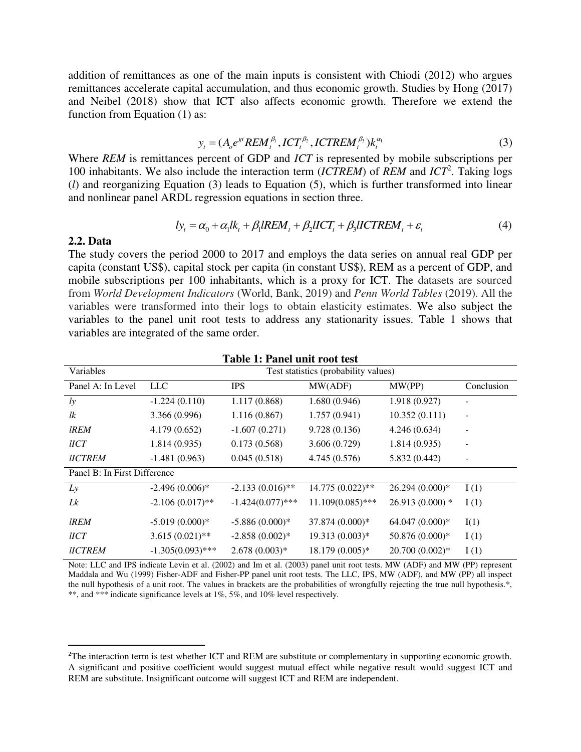addition of remittances as one of the main inputs is consistent with Chiodi (2012) who argues remittances accelerate capital accumulation, and thus economic growth. Studies by Hong (2017) and Neibel (2018) show that ICT also affects economic growth. Therefore we extend the function from Equation (1) as:

$$y_t = (A_o e^{gt} REM_t^{\beta_1}, ICT_t^{\beta_2}, ICTREM_t^{\beta_3}) k_t^{\alpha_1} \tag{3}$$

Where *REM* is remittances percent of GDP and *ICT* is represented by mobile subscriptions per 100 inhabitants. We also include the interaction term (*ICTREM*) of *REM* and *ICT*[2]. Taking logs (*l*) and reorganizing Equation (3) leads to Equation (5), which is further transformed into linear and nonlinear panel ARDL regression equations in section three.

$$ly_t = \alpha_0 + \alpha_1 lk_t + \beta_1 lREM_t + \beta_2 lICT_t + \beta_3 lICTREM_t + \varepsilon_t \tag{4}$$

### 2.2. Data

The study covers the period 2000 to 2017 and employs the data series on annual real GDP per capita (constant US$), capital stock per capita (in constant US$), REM as a percent of GDP, and mobile subscriptions per 100 inhabitants, which is a proxy for ICT. The datasets are sourced from *World Development Indicators* (World, Bank, 2019) and *Penn World Tables* (2019). All the variables were transformed into their logs to obtain elasticity estimates. We also subject the variables to the panel unit root tests to address any stationarity issues. Table 1 shows that variables are integrated of the same order.

**Table 1: Panel unit root test**

| Variables | Test statistics (probability values) | | | | |
|---|---|---|---|---|---|
| Panel A: In Level | LLC | IPS | MW(ADF) | MW(PP) | Conclusion |
| *ly* | -1.224 (0.110) | 1.117 (0.868) | 1.680 (0.946) | 1.918 (0.927) | - |
| *lk* | 3.366 (0.996) | 1.116 (0.867) | 1.757 (0.941) | 10.352 (0.111) | - |
| *lREM* | 4.179 (0.652) | -1.607 (0.271) | 9.728 (0.136) | 4.246 (0.634) | - |
| *lICT* | 1.814 (0.935) | 0.173 (0.568) | 3.606 (0.729) | 1.814 (0.935) | - |
| *lICTREM* | -1.481 (0.963) | 0.045 (0.518) | 4.745 (0.576) | 5.832 (0.442) | - |
| Panel B: In First Difference | | | | | |
| *Ly* | -2.496 (0.006)* | -2.133 (0.016)** | 14.775 (0.022)** | 26.294 (0.000)* | I (1) |
| *Lk* | -2.106 (0.017)** | -1.424(0.077)*** | 11.109(0.085)*** | 26.913 (0.000) * | I (1) |
| *lREM* | -5.019 (0.000)* | -5.886 (0.000)* | 37.874 (0.000)* | 64.047 (0.000)* | I(1) |
| *lICT* | 3.615 (0.021)** | -2.858 (0.002)* | 19.313 (0.003)* | 50.876 (0.000)* | I (1) |
| *lICTREM* | -1.305(0.093)*** | 2.678 (0.003)* | 18.179 (0.005)* | 20.700 (0.002)* | I (1) |

Note: LLC and IPS indicate Levin et al. (2002) and Im et al. (2003) panel unit root tests. MW (ADF) and MW (PP) represent Maddala and Wu (1999) Fisher-ADF and Fisher-PP panel unit root tests. The LLC, IPS, MW (ADF), and MW (PP) all inspect the null hypothesis of a unit root. The values in brackets are the probabilities of wrongfully rejecting the true null hypothesis.*, **, and *** indicate significance levels at 1%, 5%, and 10% level respectively.

---

[2] The interaction term is test whether ICT and REM are substitute or complementary in supporting economic growth. A significant and positive coefficient would suggest mutual effect while negative result would suggest ICT and REM are substitute. Insignificant outcome will suggest ICT and REM are independent.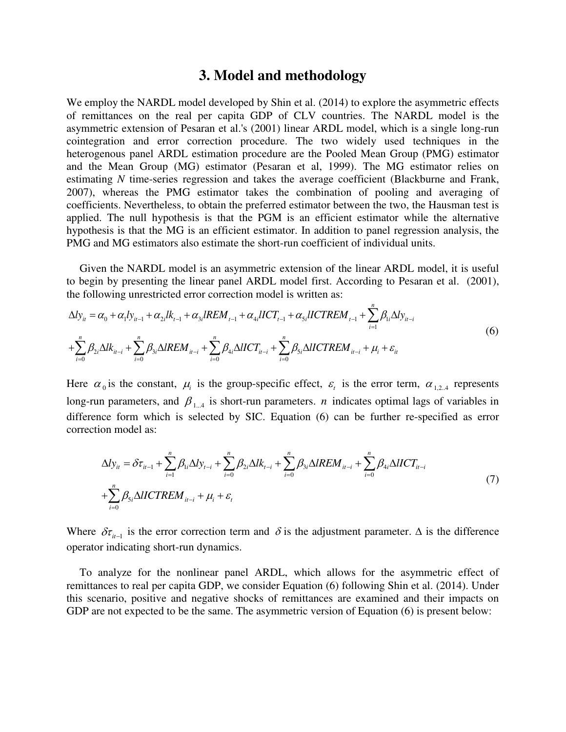## 3. Model and methodology

We employ the NARDL model developed by Shin et al. (2014) to explore the asymmetric effects of remittances on the real per capita GDP of CLV countries. The NARDL model is the asymmetric extension of Pesaran et al.'s (2001) linear ARDL model, which is a single long-run cointegration and error correction procedure. The two widely used techniques in the heterogenous panel ARDL estimation procedure are the Pooled Mean Group (PMG) estimator and the Mean Group (MG) estimator (Pesaran et al, 1999). The MG estimator relies on estimating *N* time-series regression and takes the average coefficient (Blackburne and Frank, 2007), whereas the PMG estimator takes the combination of pooling and averaging of coefficients. Nevertheless, to obtain the preferred estimator between the two, the Hausman test is applied. The null hypothesis is that the PGM is an efficient estimator while the alternative hypothesis is that the MG is an efficient estimator. In addition to panel regression analysis, the PMG and MG estimators also estimate the short-run coefficient of individual units.

Given the NARDL model is an asymmetric extension of the linear ARDL model, it is useful to begin by presenting the linear panel ARDL model first. According to Pesaran et al. (2001), the following unrestricted error correction model is written as:

$$
\begin{aligned}
\Delta ly_{it} &= \alpha_0 + \alpha_1 ly_{it-1} + \alpha_{2i} lk_{t-1} + \alpha_{3i} lREM_{t-1} + \alpha_{4i} lICT_{t-1} + \alpha_{5i} lICTREM_{t-1} + \sum_{i=1}^{n} \beta_{1i} \Delta ly_{it-i} \\
&+ \sum_{i=0}^{n} \beta_{2i} \Delta lk_{it-i} + \sum_{i=0}^{n} \beta_{3i} \Delta lREM_{it-i} + \sum_{i=0}^{n} \beta_{4i} \Delta lICT_{it-i} + \sum_{i=0}^{n} \beta_{5i} \Delta lICTREM_{it-i} + \mu_i + \varepsilon_{it}
\end{aligned}
\tag{6}
$$

Here $\alpha_0$ is the constant, $\mu_i$ is the group-specific effect, $\varepsilon_t$ is the error term, $\alpha_{1,2..4}$ represents long-run parameters, and $\beta_{1...4}$ is short-run parameters. $n$ indicates optimal lags of variables in difference form which is selected by SIC. Equation (6) can be further re-specified as error correction model as:

$$
\begin{aligned}
\Delta ly_{it} &= \delta \tau_{it-1} + \sum_{i=1}^{n} \beta_{1i} \Delta ly_{t-i} + \sum_{i=0}^{n} \beta_{2i} \Delta lk_{t-i} + \sum_{i=0}^{n} \beta_{3i} \Delta lREM_{it-i} + \sum_{i=0}^{n} \beta_{4i} \Delta lICT_{it-i} \\
&+ \sum_{i=0}^{n} \beta_{5i} \Delta lICTREM_{it-i} + \mu_i + \varepsilon_t
\end{aligned}
\tag{7}
$$

Where $\delta \tau_{it-1}$ is the error correction term and $\delta$ is the adjustment parameter. $\Delta$ is the difference operator indicating short-run dynamics.

To analyze for the nonlinear panel ARDL, which allows for the asymmetric effect of remittances to real per capita GDP, we consider Equation (6) following Shin et al. (2014). Under this scenario, positive and negative shocks of remittances are examined and their impacts on GDP are not expected to be the same. The asymmetric version of Equation (6) is present below: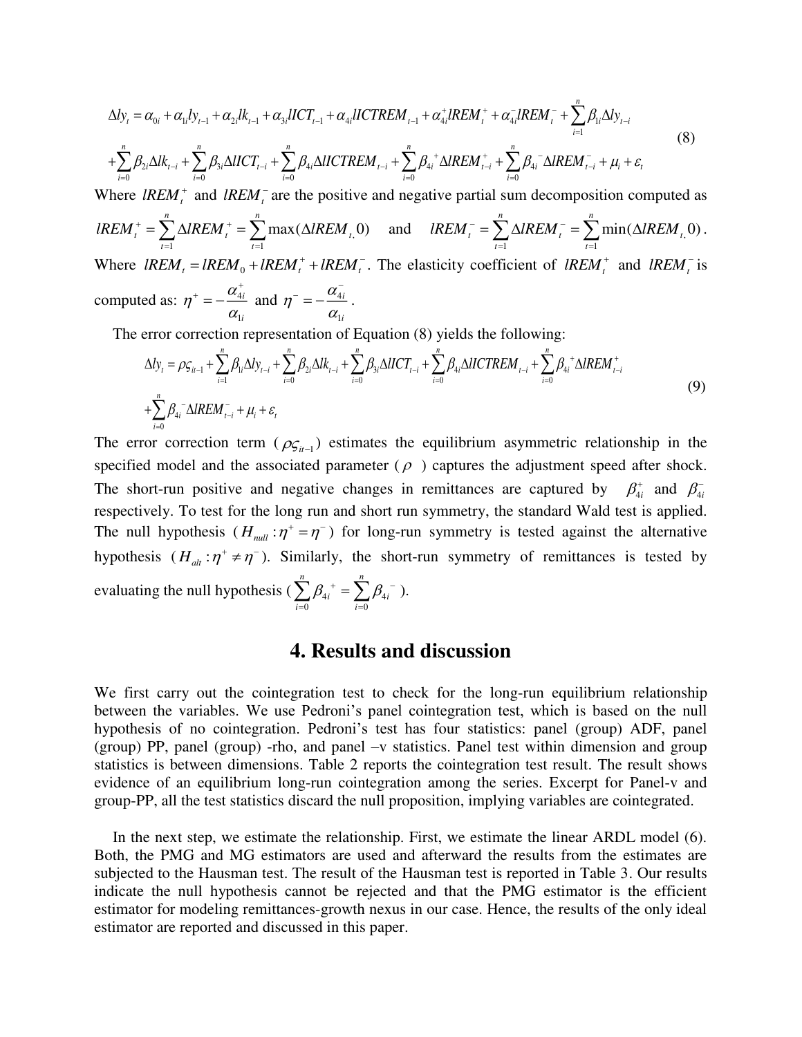$$\Delta ly_t = \alpha_{0i} + \alpha_{1i} ly_{t-1} + \alpha_{2i} lk_{t-1} + \alpha_{3i} lICT_{t-1} + \alpha_{4i} lICTREM_{t-1} + \alpha_{4i}^{+} lREM_t^{+} + \alpha_{4i}^{-} lREM_t^{-} + \sum_{i=1}^{n} \beta_{1i} \Delta ly_{t-i}$$
$$+ \sum_{i=0}^{n} \beta_{2i} \Delta lk_{t-i} + \sum_{i=0}^{n} \beta_{3i} \Delta lICT_{t-i} + \sum_{i=0}^{n} \beta_{4i} \Delta lICTREM_{t-i} + \sum_{i=0}^{n} \beta_{4i}^{+} \Delta lREM_{t-i}^{+} + \sum_{i=0}^{n} \beta_{4i}^{-} \Delta lREM_{t-i}^{-} + \mu_i + \varepsilon_t \tag{8}$$

Where $lREM_t^{+}$ and $lREM_t^{-}$ are the positive and negative partial sum decomposition computed as $lREM_t^{+} = \sum_{t=1}^{n} \Delta lREM_t^{+} = \sum_{t=1}^{n} \max(\Delta lREM_{t,} 0)$ and $lREM_t^{-} = \sum_{t=1}^{n} \Delta lREM_t^{-} = \sum_{t=1}^{n} \min(\Delta lREM_{t,} 0)$. Where $lREM_t = lREM_0 + lREM_t^{+} + lREM_t^{-}$. The elasticity coefficient of $lREM_t^{+}$ and $lREM_t^{-}$ is computed as: $\eta^{+} = -\frac{\alpha_{4i}^{+}}{\alpha_{1i}}$ and $\eta^{-} = -\frac{\alpha_{4i}^{-}}{\alpha_{1i}}$.

The error correction representation of Equation (8) yields the following:

$$\Delta ly_t = \rho \varsigma_{it-1} + \sum_{i=1}^{n} \beta_{1i} \Delta ly_{t-i} + \sum_{i=0}^{n} \beta_{2i} \Delta lk_{t-i} + \sum_{i=0}^{n} \beta_{3i} \Delta lICT_{t-i} + \sum_{i=0}^{n} \beta_{4i} \Delta lICTREM_{t-i} + \sum_{i=0}^{n} \beta_{4i}^{+} \Delta lREM_{t-i}^{+}$$
$$+ \sum_{i=0}^{n} \beta_{4i}^{-} \Delta lREM_{t-i}^{-} + \mu_i + \varepsilon_t \tag{9}$$

The error correction term ($\rho \varsigma_{it-1}$) estimates the equilibrium asymmetric relationship in the specified model and the associated parameter ($\rho$) captures the adjustment speed after shock. The short-run positive and negative changes in remittances are captured by $\beta_{4i}^{+}$ and $\beta_{4i}^{-}$ respectively. To test for the long run and short run symmetry, the standard Wald test is applied. The null hypothesis ($H_{null}: \eta^{+} = \eta^{-}$) for long-run symmetry is tested against the alternative hypothesis ($H_{alt}: \eta^{+} \neq \eta^{-}$). Similarly, the short-run symmetry of remittances is tested by evaluating the null hypothesis ($\sum_{i=0}^{n} \beta_{4i}^{+} = \sum_{i=0}^{n} \beta_{4i}^{-}$).

## 4. Results and discussion

We first carry out the cointegration test to check for the long-run equilibrium relationship between the variables. We use Pedroni's panel cointegration test, which is based on the null hypothesis of no cointegration. Pedroni's test has four statistics: panel (group) ADF, panel (group) PP, panel (group) -rho, and panel –v statistics. Panel test within dimension and group statistics is between dimensions. Table 2 reports the cointegration test result. The result shows evidence of an equilibrium long-run cointegration among the series. Excerpt for Panel-v and group-PP, all the test statistics discard the null proposition, implying variables are cointegrated.

In the next step, we estimate the relationship. First, we estimate the linear ARDL model (6). Both, the PMG and MG estimators are used and afterward the results from the estimates are subjected to the Hausman test. The result of the Hausman test is reported in Table 3. Our results indicate the null hypothesis cannot be rejected and that the PMG estimator is the efficient estimator for modeling remittances-growth nexus in our case. Hence, the results of the only ideal estimator are reported and discussed in this paper.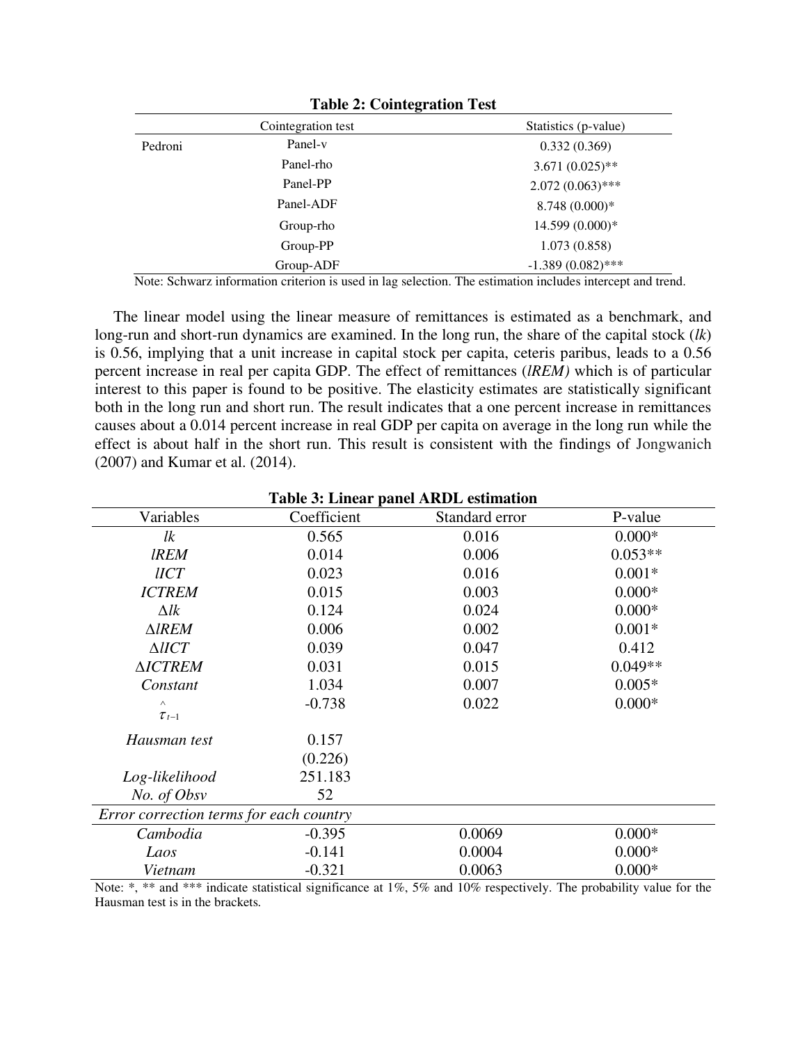**Table 2: Cointegration Test**

| | Cointegration test | Statistics (p-value) |
|---|---|---|
| Pedroni | Panel-v | 0.332 (0.369) |
| | Panel-rho | 3.671 (0.025)** |
| | Panel-PP | 2.072 (0.063)*** |
| | Panel-ADF | 8.748 (0.000)* |
| | Group-rho | 14.599 (0.000)* |
| | Group-PP | 1.073 (0.858) |
| | Group-ADF | -1.389 (0.082)*** |

Note: Schwarz information criterion is used in lag selection. The estimation includes intercept and trend.

The linear model using the linear measure of remittances is estimated as a benchmark, and long-run and short-run dynamics are examined. In the long run, the share of the capital stock (*lk*) is 0.56, implying that a unit increase in capital stock per capita, ceteris paribus, leads to a 0.56 percent increase in real per capita GDP. The effect of remittances (*lREM)* which is of particular interest to this paper is found to be positive. The elasticity estimates are statistically significant both in the long run and short run. The result indicates that a one percent increase in remittances causes about a 0.014 percent increase in real GDP per capita on average in the long run while the effect is about half in the short run. This result is consistent with the findings of Jongwanich (2007) and Kumar et al. (2014).

**Table 3: Linear panel ARDL estimation**

| Variables | Coefficient | Standard error | P-value |
|---|---|---|---|
| *lk* | 0.565 | 0.016 | 0.000* |
| *lREM* | 0.014 | 0.006 | 0.053** |
| *lICT* | 0.023 | 0.016 | 0.001* |
| *ICTREM* | 0.015 | 0.003 | 0.000* |
| $\Delta lk$ | 0.124 | 0.024 | 0.000* |
| $\Delta lREM$ | 0.006 | 0.002 | 0.001* |
| $\Delta lICT$ | 0.039 | 0.047 | 0.412 |
| $\Delta ICTREM$ | 0.031 | 0.015 | 0.049** |
| *Constant* | 1.034 | 0.007 | 0.005* |
| $\hat{\tau}_{t-1}$ | -0.738 | 0.022 | 0.000* |
| *Hausman test* | 0.157 (0.226) | | |
| *Log-likelihood* | 251.183 | | |
| *No. of Obsv* | 52 | | |
| *Error correction terms for each country* | | | |
| *Cambodia* | -0.395 | 0.0069 | 0.000* |
| *Laos* | -0.141 | 0.0004 | 0.000* |
| *Vietnam* | -0.321 | 0.0063 | 0.000* |

Note: *, ** and *** indicate statistical significance at 1%, 5% and 10% respectively. The probability value for the Hausman test is in the brackets.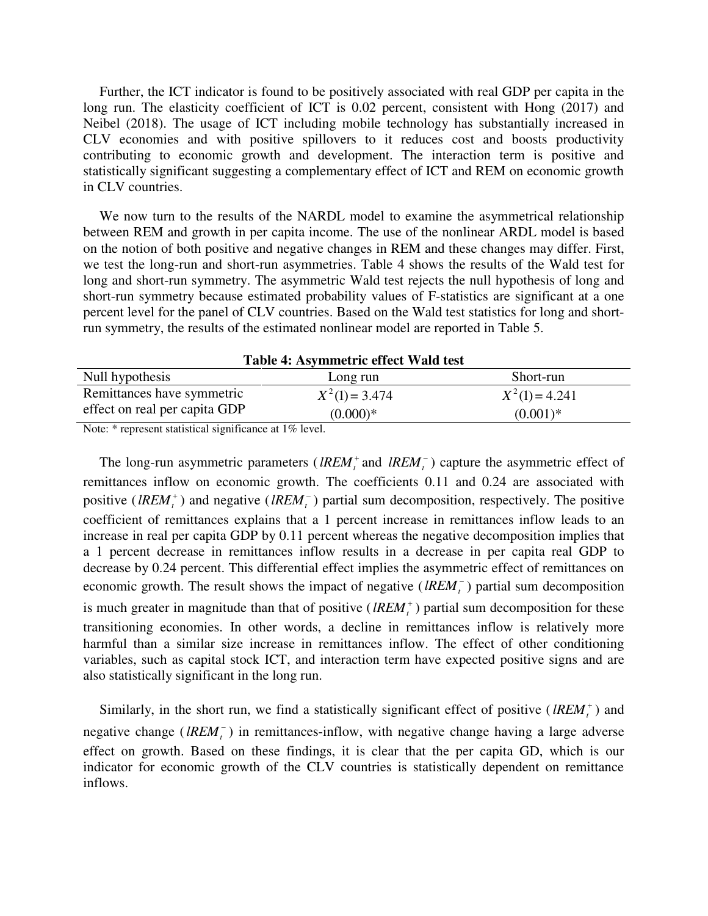Further, the ICT indicator is found to be positively associated with real GDP per capita in the long run. The elasticity coefficient of ICT is 0.02 percent, consistent with Hong (2017) and Neibel (2018). The usage of ICT including mobile technology has substantially increased in CLV economies and with positive spillovers to it reduces cost and boosts productivity contributing to economic growth and development. The interaction term is positive and statistically significant suggesting a complementary effect of ICT and REM on economic growth in CLV countries.

We now turn to the results of the NARDL model to examine the asymmetrical relationship between REM and growth in per capita income. The use of the nonlinear ARDL model is based on the notion of both positive and negative changes in REM and these changes may differ. First, we test the long-run and short-run asymmetries. Table 4 shows the results of the Wald test for long and short-run symmetry. The asymmetric Wald test rejects the null hypothesis of long and short-run symmetry because estimated probability values of F-statistics are significant at a one percent level for the panel of CLV countries. Based on the Wald test statistics for long and short-run symmetry, the results of the estimated nonlinear model are reported in Table 5.

**Table 4: Asymmetric effect Wald test**

| Null hypothesis | Long run | Short-run |
|---|---|---|
| Remittances have symmetric effect on real per capita GDP | $X^2(1) = 3.474$ (0.000)* | $X^2(1) = 4.241$ (0.001)* |

Note: * represent statistical significance at 1% level.

The long-run asymmetric parameters ($lREM_t^+$ and $lREM_t^-$) capture the asymmetric effect of remittances inflow on economic growth. The coefficients 0.11 and 0.24 are associated with positive ($lREM_t^+$) and negative ($lREM_t^-$) partial sum decomposition, respectively. The positive coefficient of remittances explains that a 1 percent increase in remittances inflow leads to an increase in real per capita GDP by 0.11 percent whereas the negative decomposition implies that a 1 percent decrease in remittances inflow results in a decrease in per capita real GDP to decrease by 0.24 percent. This differential effect implies the asymmetric effect of remittances on economic growth. The result shows the impact of negative ($lREM_t^-$) partial sum decomposition is much greater in magnitude than that of positive ($lREM_t^+$) partial sum decomposition for these transitioning economies. In other words, a decline in remittances inflow is relatively more harmful than a similar size increase in remittances inflow. The effect of other conditioning variables, such as capital stock ICT, and interaction term have expected positive signs and are also statistically significant in the long run.

Similarly, in the short run, we find a statistically significant effect of positive ($lREM_t^+$) and negative change ($lREM_t^-$) in remittances-inflow, with negative change having a large adverse effect on growth. Based on these findings, it is clear that the per capita GD, which is our indicator for economic growth of the CLV countries is statistically dependent on remittance inflows.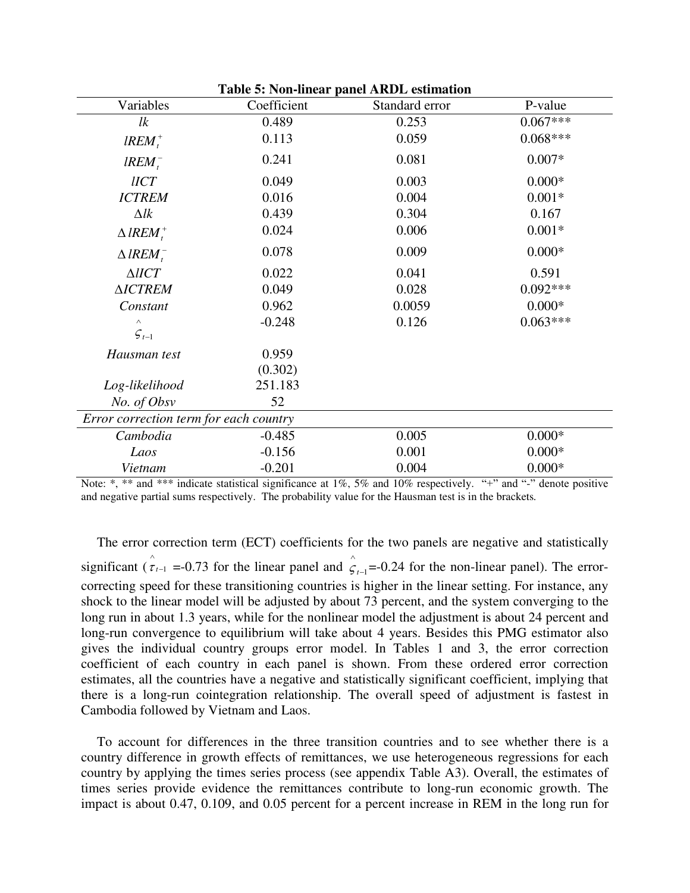**Table 5: Non-linear panel ARDL estimation**

| Variables | Coefficient | Standard error | P-value |
|---|---|---|---|
| $lk$ | 0.489 | 0.253 | 0.067*** |
| $lREM_t^+$ | 0.113 | 0.059 | 0.068*** |
| $lREM_t^-$ | 0.241 | 0.081 | 0.007* |
| $lICT$ | 0.049 | 0.003 | 0.000* |
| $ICTREM$ | 0.016 | 0.004 | 0.001* |
| $\Delta lk$ | 0.439 | 0.304 | 0.167 |
| $\Delta lREM_t^+$ | 0.024 | 0.006 | 0.001* |
| $\Delta lREM_t^-$ | 0.078 | 0.009 | 0.000* |
| $\Delta lICT$ | 0.022 | 0.041 | 0.591 |
| $\Delta ICTREM$ | 0.049 | 0.028 | 0.092*** |
| *Constant* | 0.962 | 0.0059 | 0.000* |
| $\hat{\varsigma}_{t-1}$ | -0.248 | 0.126 | 0.063*** |
| *Hausman test* | 0.959 (0.302) | | |
| *Log-likelihood* | 251.183 | | |
| *No. of Obsv* | 52 | | |
| *Error correction term for each country* | | | |
| *Cambodia* | -0.485 | 0.005 | 0.000* |
| *Laos* | -0.156 | 0.001 | 0.000* |
| *Vietnam* | -0.201 | 0.004 | 0.000* |

Note: *, ** and *** indicate statistical significance at 1%, 5% and 10% respectively. "+" and "-" denote positive and negative partial sums respectively. The probability value for the Hausman test is in the brackets.

The error correction term (ECT) coefficients for the two panels are negative and statistically significant ($\hat{\tau}_{t-1}$ =-0.73 for the linear panel and $\hat{\varsigma}_{t-1}$=-0.24 for the non-linear panel). The error-correcting speed for these transitioning countries is higher in the linear setting. For instance, any shock to the linear model will be adjusted by about 73 percent, and the system converging to the long run in about 1.3 years, while for the nonlinear model the adjustment is about 24 percent and long-run convergence to equilibrium will take about 4 years. Besides this PMG estimator also gives the individual country groups error model. In Tables 1 and 3, the error correction coefficient of each country in each panel is shown. From these ordered error correction estimates, all the countries have a negative and statistically significant coefficient, implying that there is a long-run cointegration relationship. The overall speed of adjustment is fastest in Cambodia followed by Vietnam and Laos.

To account for differences in the three transition countries and to see whether there is a country difference in growth effects of remittances, we use heterogeneous regressions for each country by applying the times series process (see appendix Table A3). Overall, the estimates of times series provide evidence the remittances contribute to long-run economic growth. The impact is about 0.47, 0.109, and 0.05 percent for a percent increase in REM in the long run for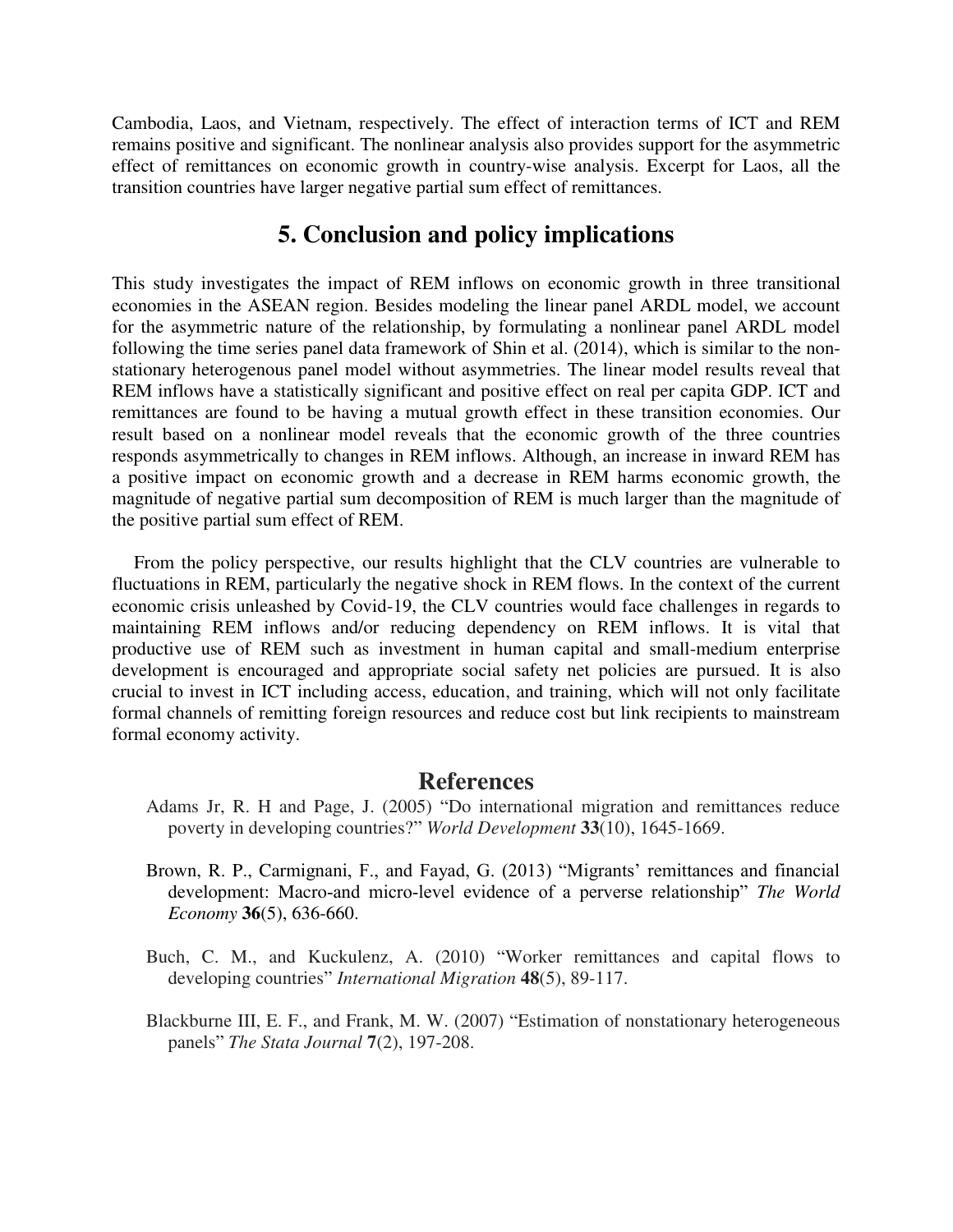Cambodia, Laos, and Vietnam, respectively. The effect of interaction terms of ICT and REM remains positive and significant. The nonlinear analysis also provides support for the asymmetric effect of remittances on economic growth in country-wise analysis. Excerpt for Laos, all the transition countries have larger negative partial sum effect of remittances.

## 5. Conclusion and policy implications

This study investigates the impact of REM inflows on economic growth in three transitional economies in the ASEAN region. Besides modeling the linear panel ARDL model, we account for the asymmetric nature of the relationship, by formulating a nonlinear panel ARDL model following the time series panel data framework of Shin et al. (2014), which is similar to the non-stationary heterogenous panel model without asymmetries. The linear model results reveal that REM inflows have a statistically significant and positive effect on real per capita GDP. ICT and remittances are found to be having a mutual growth effect in these transition economies. Our result based on a nonlinear model reveals that the economic growth of the three countries responds asymmetrically to changes in REM inflows. Although, an increase in inward REM has a positive impact on economic growth and a decrease in REM harms economic growth, the magnitude of negative partial sum decomposition of REM is much larger than the magnitude of the positive partial sum effect of REM.

From the policy perspective, our results highlight that the CLV countries are vulnerable to fluctuations in REM, particularly the negative shock in REM flows. In the context of the current economic crisis unleashed by Covid-19, the CLV countries would face challenges in regards to maintaining REM inflows and/or reducing dependency on REM inflows. It is vital that productive use of REM such as investment in human capital and small-medium enterprise development is encouraged and appropriate social safety net policies are pursued. It is also crucial to invest in ICT including access, education, and training, which will not only facilitate formal channels of remitting foreign resources and reduce cost but link recipients to mainstream formal economy activity.

## References

Adams Jr, R. H and Page, J. (2005) "Do international migration and remittances reduce poverty in developing countries?" *World Development* **33**(10), 1645-1669.

Brown, R. P., Carmignani, F., and Fayad, G. (2013) "Migrants' remittances and financial development: Macro-and micro-level evidence of a perverse relationship" *The World Economy* **36**(5), 636-660.

Buch, C. M., and Kuckulenz, A. (2010) "Worker remittances and capital flows to developing countries" *International Migration* **48**(5), 89-117.

Blackburne III, E. F., and Frank, M. W. (2007) "Estimation of nonstationary heterogeneous panels" *The Stata Journal* **7**(2), 197-208.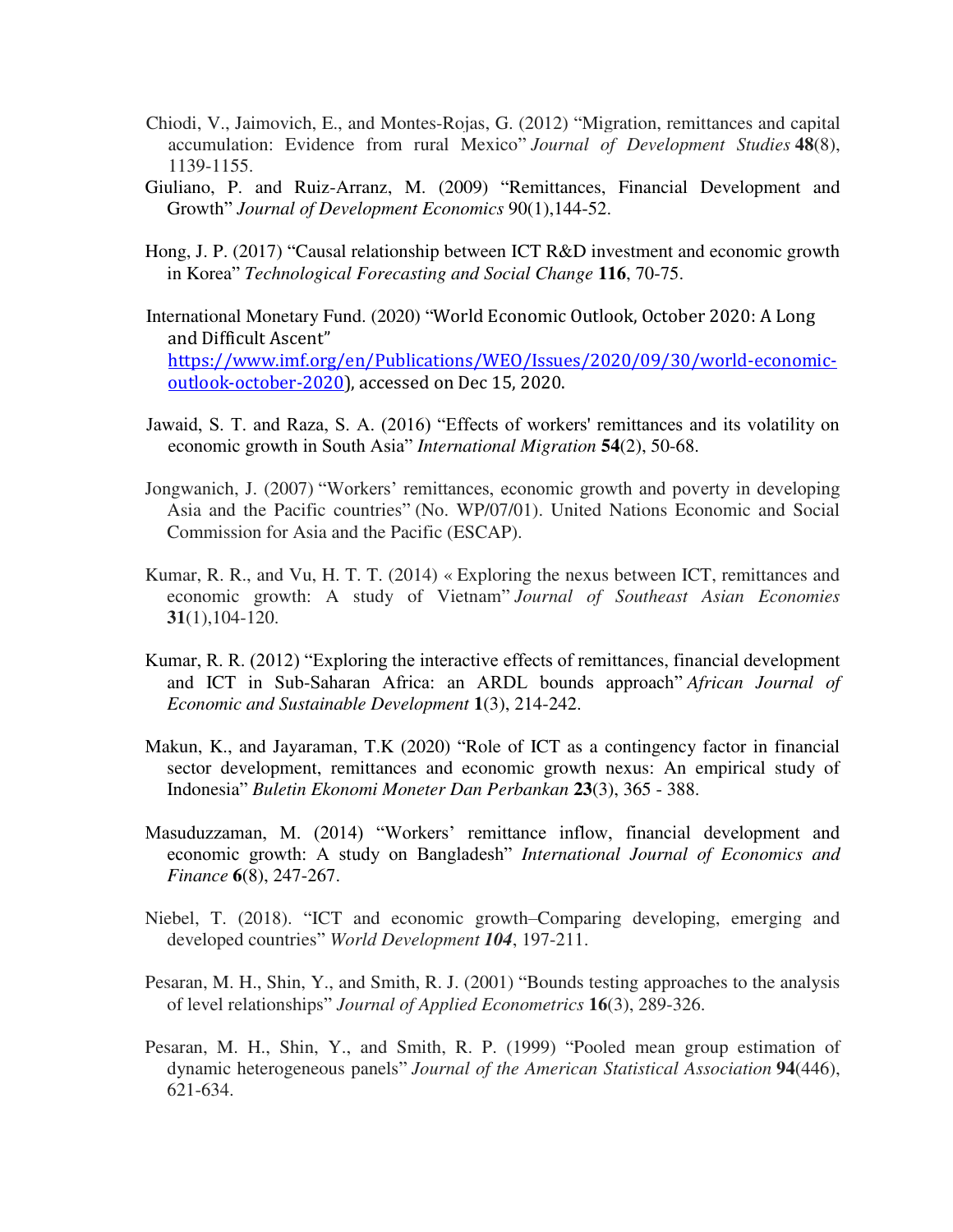Chiodi, V., Jaimovich, E., and Montes-Rojas, G. (2012) "Migration, remittances and capital accumulation: Evidence from rural Mexico" *Journal of Development Studies* **48**(8), 1139-1155.

Giuliano, P. and Ruiz-Arranz, M. (2009) "Remittances, Financial Development and Growth" *Journal of Development Economics* 90(1),144-52.

Hong, J. P. (2017) "Causal relationship between ICT R&D investment and economic growth in Korea" *Technological Forecasting and Social Change* **116**, 70-75.

International Monetary Fund. (2020) "World Economic Outlook, October 2020: A Long and Difficult Ascent" https://www.imf.org/en/Publications/WEO/Issues/2020/09/30/world-economic-outlook-october-2020), accessed on Dec 15, 2020.

Jawaid, S. T. and Raza, S. A. (2016) "Effects of workers' remittances and its volatility on economic growth in South Asia" *International Migration* **54**(2), 50-68.

Jongwanich, J. (2007) "Workers' remittances, economic growth and poverty in developing Asia and the Pacific countries" (No. WP/07/01). United Nations Economic and Social Commission for Asia and the Pacific (ESCAP).

Kumar, R. R., and Vu, H. T. T. (2014) « Exploring the nexus between ICT, remittances and economic growth: A study of Vietnam" *Journal of Southeast Asian Economies* **31**(1),104-120.

Kumar, R. R. (2012) "Exploring the interactive effects of remittances, financial development and ICT in Sub-Saharan Africa: an ARDL bounds approach" *African Journal of Economic and Sustainable Development* **1**(3), 214-242.

Makun, K., and Jayaraman, T.K (2020) "Role of ICT as a contingency factor in financial sector development, remittances and economic growth nexus: An empirical study of Indonesia" *Buletin Ekonomi Moneter Dan Perbankan* **23**(3), 365 - 388.

Masuduzzaman, M. (2014) "Workers' remittance inflow, financial development and economic growth: A study on Bangladesh" *International Journal of Economics and Finance* **6**(8), 247-267.

Niebel, T. (2018). "ICT and economic growth–Comparing developing, emerging and developed countries" *World Development **104***, 197-211.

Pesaran, M. H., Shin, Y., and Smith, R. J. (2001) "Bounds testing approaches to the analysis of level relationships" *Journal of Applied Econometrics* **16**(3), 289-326.

Pesaran, M. H., Shin, Y., and Smith, R. P. (1999) "Pooled mean group estimation of dynamic heterogeneous panels" *Journal of the American Statistical Association* **94**(446), 621-634.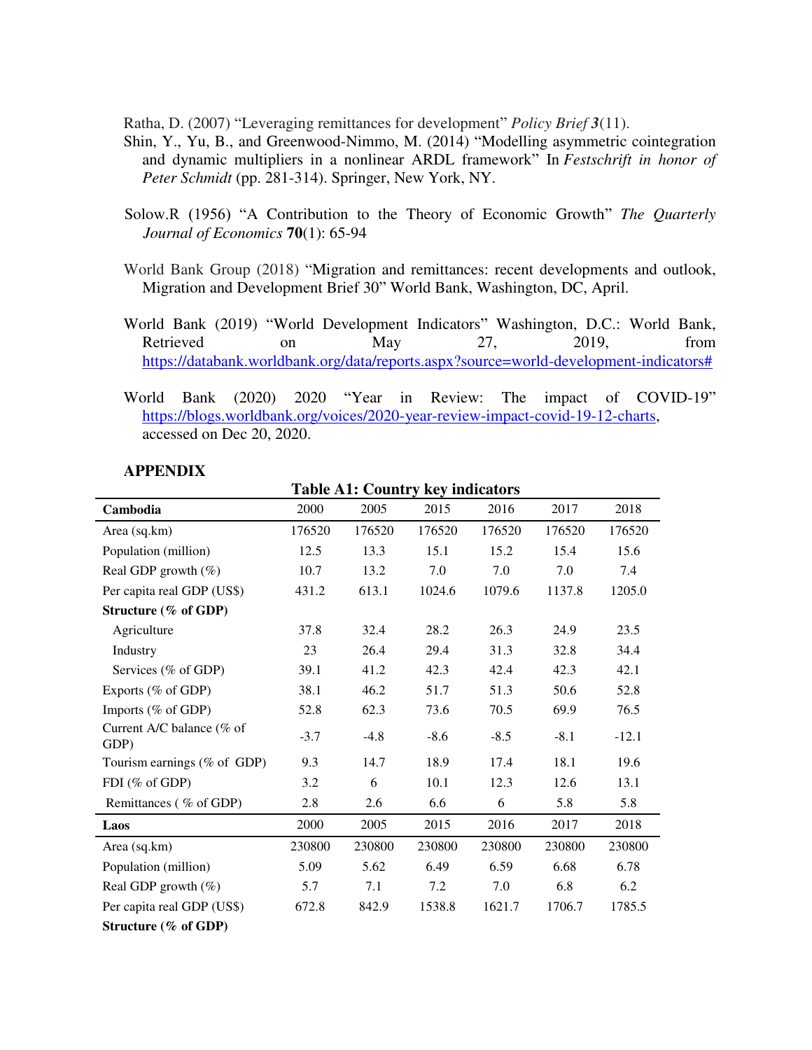Ratha, D. (2007) "Leveraging remittances for development" *Policy Brief* ***3***(11).

Shin, Y., Yu, B., and Greenwood-Nimmo, M. (2014) "Modelling asymmetric cointegration and dynamic multipliers in a nonlinear ARDL framework" In *Festschrift in honor of Peter Schmidt* (pp. 281-314). Springer, New York, NY.

Solow.R (1956) "A Contribution to the Theory of Economic Growth" *The Quarterly Journal of Economics* **70**(1): 65-94

World Bank Group (2018) "Migration and remittances: recent developments and outlook, Migration and Development Brief 30" World Bank, Washington, DC, April.

World Bank (2019) "World Development Indicators" Washington, D.C.: World Bank, Retrieved on May 27, 2019, from https://databank.worldbank.org/data/reports.aspx?source=world-development-indicators#

World Bank (2020) 2020 "Year in Review: The impact of COVID-19" https://blogs.worldbank.org/voices/2020-year-review-impact-covid-19-12-charts, accessed on Dec 20, 2020.

## APPENDIX

**Table A1: Country key indicators**

| **Cambodia** | 2000 | 2005 | 2015 | 2016 | 2017 | 2018 |
|---|---|---|---|---|---|---|
| Area (sq.km) | 176520 | 176520 | 176520 | 176520 | 176520 | 176520 |
| Population (million) | 12.5 | 13.3 | 15.1 | 15.2 | 15.4 | 15.6 |
| Real GDP growth (%) | 10.7 | 13.2 | 7.0 | 7.0 | 7.0 | 7.4 |
| Per capita real GDP (US$) | 431.2 | 613.1 | 1024.6 | 1079.6 | 1137.8 | 1205.0 |
| **Structure (% of GDP)** | | | | | | |
| Agriculture | 37.8 | 32.4 | 28.2 | 26.3 | 24.9 | 23.5 |
| Industry | 23 | 26.4 | 29.4 | 31.3 | 32.8 | 34.4 |
| Services (% of GDP) | 39.1 | 41.2 | 42.3 | 42.4 | 42.3 | 42.1 |
| Exports (% of GDP) | 38.1 | 46.2 | 51.7 | 51.3 | 50.6 | 52.8 |
| Imports (% of GDP) | 52.8 | 62.3 | 73.6 | 70.5 | 69.9 | 76.5 |
| Current A/C balance (% of GDP) | -3.7 | -4.8 | -8.6 | -8.5 | -8.1 | -12.1 |
| Tourism earnings (% of GDP) | 9.3 | 14.7 | 18.9 | 17.4 | 18.1 | 19.6 |
| FDI (% of GDP) | 3.2 | 6 | 10.1 | 12.3 | 12.6 | 13.1 |
| Remittances ( % of GDP) | 2.8 | 2.6 | 6.6 | 6 | 5.8 | 5.8 |
| **Laos** | 2000 | 2005 | 2015 | 2016 | 2017 | 2018 |
| Area (sq.km) | 230800 | 230800 | 230800 | 230800 | 230800 | 230800 |
| Population (million) | 5.09 | 5.62 | 6.49 | 6.59 | 6.68 | 6.78 |
| Real GDP growth (%) | 5.7 | 7.1 | 7.2 | 7.0 | 6.8 | 6.2 |
| Per capita real GDP (US$) | 672.8 | 842.9 | 1538.8 | 1621.7 | 1706.7 | 1785.5 |
| **Structure (% of GDP)** | | | | | | |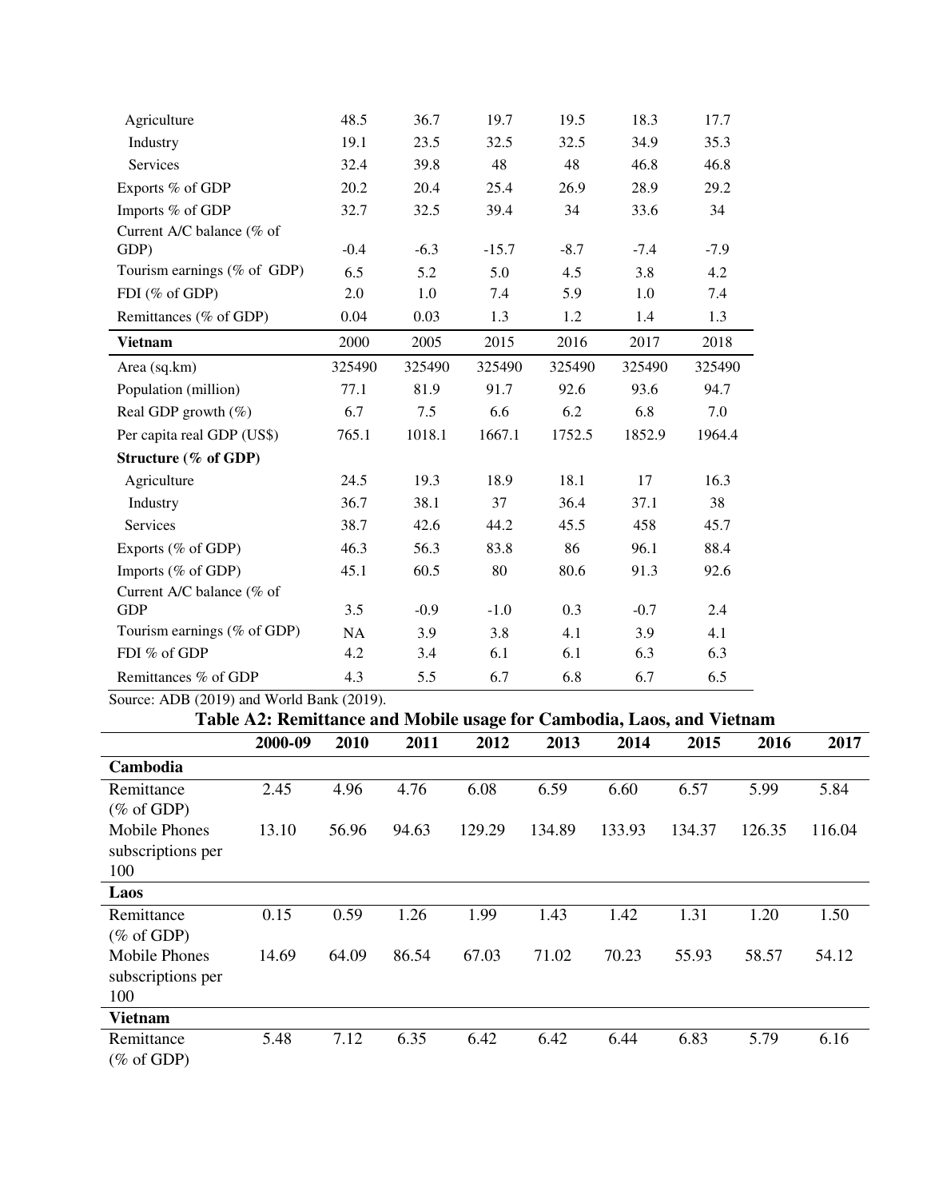| | | | | | | |
|---|---|---|---|---|---|---|
| Agriculture | 48.5 | 36.7 | 19.7 | 19.5 | 18.3 | 17.7 |
| Industry | 19.1 | 23.5 | 32.5 | 32.5 | 34.9 | 35.3 |
| Services | 32.4 | 39.8 | 48 | 48 | 46.8 | 46.8 |
| Exports % of GDP | 20.2 | 20.4 | 25.4 | 26.9 | 28.9 | 29.2 |
| Imports % of GDP | 32.7 | 32.5 | 39.4 | 34 | 33.6 | 34 |
| Current A/C balance (% of GDP) | -0.4 | -6.3 | -15.7 | -8.7 | -7.4 | -7.9 |
| Tourism earnings (% of GDP) | 6.5 | 5.2 | 5.0 | 4.5 | 3.8 | 4.2 |
| FDI (% of GDP) | 2.0 | 1.0 | 7.4 | 5.9 | 1.0 | 7.4 |
| Remittances (% of GDP) | 0.04 | 0.03 | 1.3 | 1.2 | 1.4 | 1.3 |
| **Vietnam** | 2000 | 2005 | 2015 | 2016 | 2017 | 2018 |
| Area (sq.km) | 325490 | 325490 | 325490 | 325490 | 325490 | 325490 |
| Population (million) | 77.1 | 81.9 | 91.7 | 92.6 | 93.6 | 94.7 |
| Real GDP growth (%) | 6.7 | 7.5 | 6.6 | 6.2 | 6.8 | 7.0 |
| Per capita real GDP (US$) | 765.1 | 1018.1 | 1667.1 | 1752.5 | 1852.9 | 1964.4 |
| **Structure (% of GDP)** | | | | | | |
| Agriculture | 24.5 | 19.3 | 18.9 | 18.1 | 17 | 16.3 |
| Industry | 36.7 | 38.1 | 37 | 36.4 | 37.1 | 38 |
| Services | 38.7 | 42.6 | 44.2 | 45.5 | 458 | 45.7 |
| Exports (% of GDP) | 46.3 | 56.3 | 83.8 | 86 | 96.1 | 88.4 |
| Imports (% of GDP) | 45.1 | 60.5 | 80 | 80.6 | 91.3 | 92.6 |
| Current A/C balance (% of GDP | 3.5 | -0.9 | -1.0 | 0.3 | -0.7 | 2.4 |
| Tourism earnings (% of GDP) | NA | 3.9 | 3.8 | 4.1 | 3.9 | 4.1 |
| FDI % of GDP | 4.2 | 3.4 | 6.1 | 6.1 | 6.3 | 6.3 |
| Remittances % of GDP | 4.3 | 5.5 | 6.7 | 6.8 | 6.7 | 6.5 |

Source: ADB (2019) and World Bank (2019).

**Table A2: Remittance and Mobile usage for Cambodia, Laos, and Vietnam**

| | 2000-09 | 2010 | 2011 | 2012 | 2013 | 2014 | 2015 | 2016 | 2017 |
|---|---|---|---|---|---|---|---|---|---|
| **Cambodia** | | | | | | | | | |
| Remittance (% of GDP) | 2.45 | 4.96 | 4.76 | 6.08 | 6.59 | 6.60 | 6.57 | 5.99 | 5.84 |
| Mobile Phones subscriptions per 100 | 13.10 | 56.96 | 94.63 | 129.29 | 134.89 | 133.93 | 134.37 | 126.35 | 116.04 |
| **Laos** | | | | | | | | | |
| Remittance (% of GDP) | 0.15 | 0.59 | 1.26 | 1.99 | 1.43 | 1.42 | 1.31 | 1.20 | 1.50 |
| Mobile Phones subscriptions per 100 | 14.69 | 64.09 | 86.54 | 67.03 | 71.02 | 70.23 | 55.93 | 58.57 | 54.12 |
| **Vietnam** | | | | | | | | | |
| Remittance (% of GDP) | 5.48 | 7.12 | 6.35 | 6.42 | 6.42 | 6.44 | 6.83 | 5.79 | 6.16 |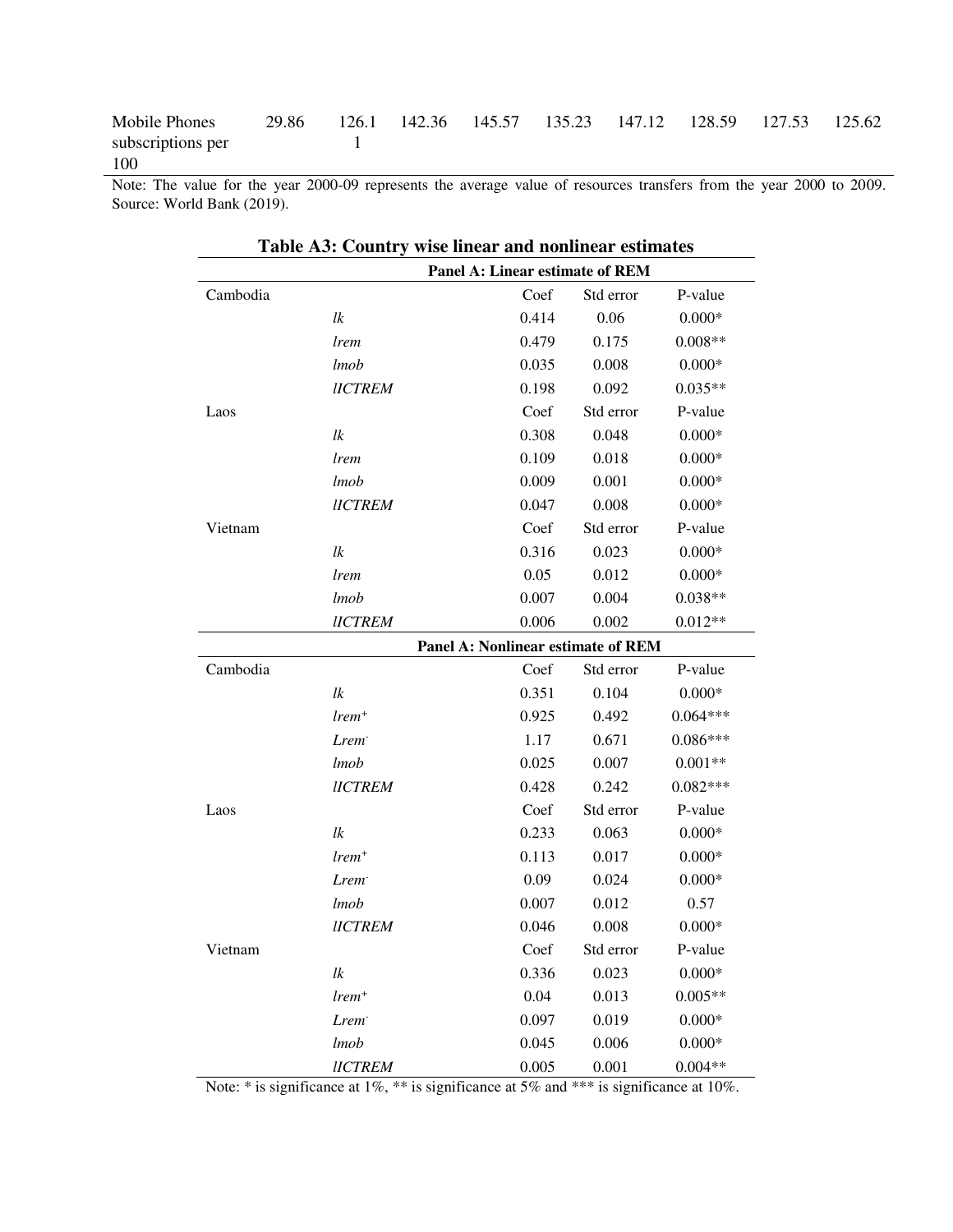| | | | | | | | | | |
|---|---|---|---|---|---|---|---|---|---|
| Mobile Phones subscriptions per 100 | 29.86 | 126.11 | 142.36 | 145.57 | 135.23 | 147.12 | 128.59 | 127.53 | 125.62 |

Note: The value for the year 2000-09 represents the average value of resources transfers from the year 2000 to 2009. Source: World Bank (2019).

**Table A3: Country wise linear and nonlinear estimates**

| | | Coef | Std error | P-value |
|---|---|---|---|---|
| **Panel A: Linear estimate of REM** | | | | |
| Cambodia | | Coef | Std error | P-value |
| | *lk* | 0.414 | 0.06 | 0.000* |
| | *lrem* | 0.479 | 0.175 | 0.008** |
| | *lmob* | 0.035 | 0.008 | 0.000* |
| | *lICTREM* | 0.198 | 0.092 | 0.035** |
| Laos | | Coef | Std error | P-value |
| | *lk* | 0.308 | 0.048 | 0.000* |
| | *lrem* | 0.109 | 0.018 | 0.000* |
| | *lmob* | 0.009 | 0.001 | 0.000* |
| | *lICTREM* | 0.047 | 0.008 | 0.000* |
| Vietnam | | Coef | Std error | P-value |
| | *lk* | 0.316 | 0.023 | 0.000* |
| | *lrem* | 0.05 | 0.012 | 0.000* |
| | *lmob* | 0.007 | 0.004 | 0.038** |
| | *lICTREM* | 0.006 | 0.002 | 0.012** |
| **Panel A: Nonlinear estimate of REM** | | | | |
| Cambodia | | Coef | Std error | P-value |
| | *lk* | 0.351 | 0.104 | 0.000* |
| | $lrem^{+}$ | 0.925 | 0.492 | 0.064*** |
| | $Lrem^{-}$ | 1.17 | 0.671 | 0.086*** |
| | *lmob* | 0.025 | 0.007 | 0.001** |
| | *lICTREM* | 0.428 | 0.242 | 0.082*** |
| Laos | | Coef | Std error | P-value |
| | *lk* | 0.233 | 0.063 | 0.000* |
| | $lrem^{+}$ | 0.113 | 0.017 | 0.000* |
| | $Lrem^{-}$ | 0.09 | 0.024 | 0.000* |
| | *lmob* | 0.007 | 0.012 | 0.57 |
| | *lICTREM* | 0.046 | 0.008 | 0.000* |
| Vietnam | | Coef | Std error | P-value |
| | *lk* | 0.336 | 0.023 | 0.000* |
| | $lrem^{+}$ | 0.04 | 0.013 | 0.005** |
| | $Lrem^{-}$ | 0.097 | 0.019 | 0.000* |
| | *lmob* | 0.045 | 0.006 | 0.000* |
| | *lICTREM* | 0.005 | 0.001 | 0.004** |

Note: * is significance at 1%, ** is significance at 5% and *** is significance at 10%.